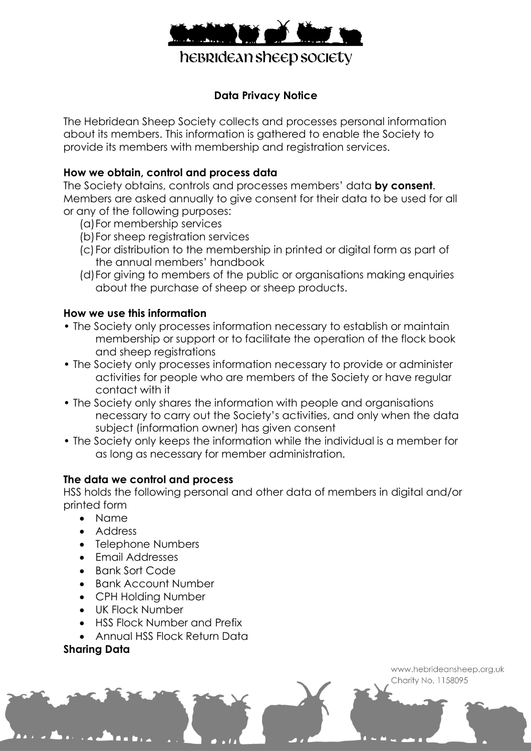hebridean sheep society

## Data Privacy Notice

The Hebridean Sheep Society collects and processes personal information about its members. This information is gathered to enable the Society to provide its members with membership and registration services.

### How we obtain, control and process data

The Society obtains, controls and processes members' data **by consent**. Members are asked annually to give consent for their data to be used for all or any of the following purposes:

(a) For membership services
(b) For sheep registration services
(c) For distribution to the membership in printed or digital form as part of the annual members' handbook
(d) For giving to members of the public or organisations making enquiries about the purchase of sheep or sheep products.

### How we use this information

- The Society only processes information necessary to establish or maintain membership or support or to facilitate the operation of the flock book and sheep registrations
- The Society only processes information necessary to provide or administer activities for people who are members of the Society or have regular contact with it
- The Society only shares the information with people and organisations necessary to carry out the Society's activities, and only when the data subject (information owner) has given consent
- The Society only keeps the information while the individual is a member for as long as necessary for member administration.

### The data we control and process

HSS holds the following personal and other data of members in digital and/or printed form

- Name
- Address
- Telephone Numbers
- Email Addresses
- Bank Sort Code
- Bank Account Number
- CPH Holding Number
- UK Flock Number
- HSS Flock Number and Prefix
- Annual HSS Flock Return Data

### Sharing Data

www.hebrideansheep.org.uk
Charity No. 1158095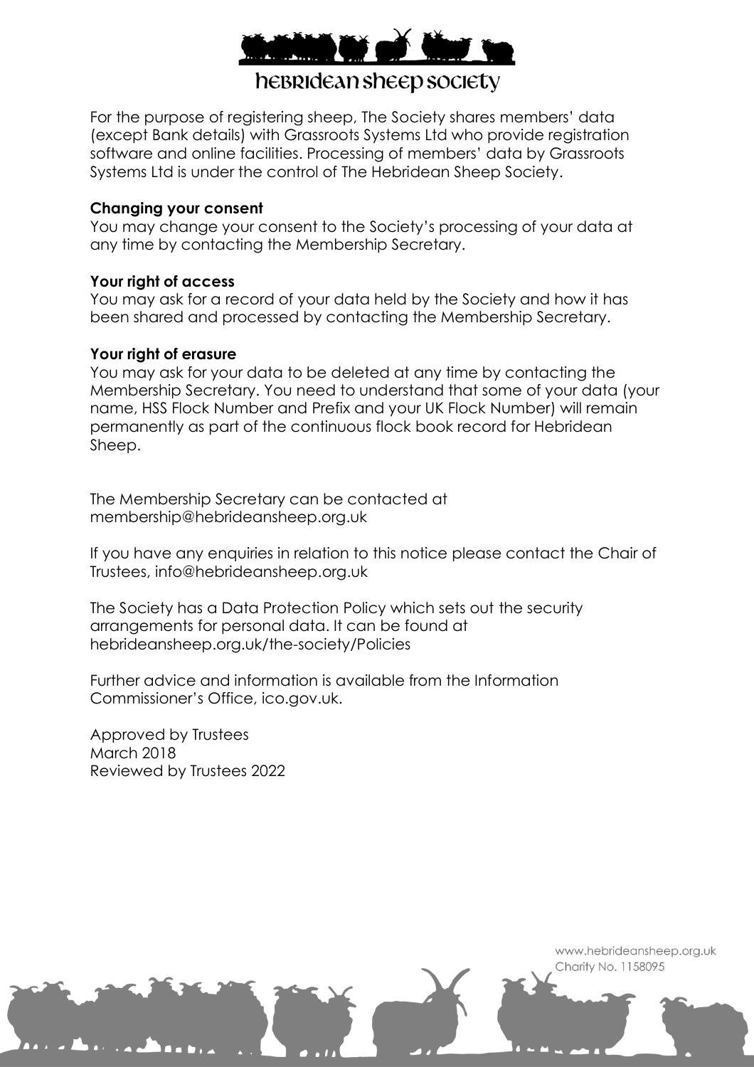For the purpose of registering sheep, The Society shares members' data (except Bank details) with Grassroots Systems Ltd who provide registration software and online facilities. Processing of members' data by Grassroots Systems Ltd is under the control of The Hebridean Sheep Society.

**Changing your consent**

You may change your consent to the Society's processing of your data at any time by contacting the Membership Secretary.

**Your right of access**

You may ask for a record of your data held by the Society and how it has been shared and processed by contacting the Membership Secretary.

**Your right of erasure**

You may ask for your data to be deleted at any time by contacting the Membership Secretary. You need to understand that some of your data (your name, HSS Flock Number and Prefix and your UK Flock Number) will remain permanently as part of the continuous flock book record for Hebridean Sheep.

The Membership Secretary can be contacted at membership@hebrideansheep.org.uk

If you have any enquiries in relation to this notice please contact the Chair of Trustees, info@hebrideansheep.org.uk

The Society has a Data Protection Policy which sets out the security arrangements for personal data. It can be found at hebrideansheep.org.uk/the-society/Policies

Further advice and information is available from the Information Commissioner's Office, ico.gov.uk.

Approved by Trustees
March 2018
Reviewed by Trustees 2022